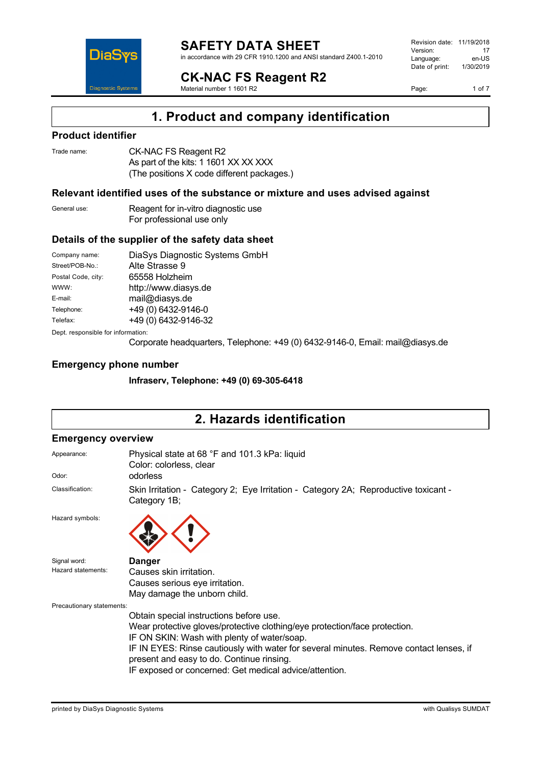# SAFETY DATA SHEET

in accordance with 29 CFR 1910.1200 and ANSI standard Z400.1-2010

# CK-NAC FS Reagent R2

Material number 1 1601 R2

Revision date: 11/19/2018
Version: 17
Language: en-US
Date of print: 1/30/2019

## 1. Product and company identification

### Product identifier

Trade name: CK-NAC FS Reagent R2
As part of the kits: 1 1601 XX XX XXX
(The positions X code different packages.)

### Relevant identified uses of the substance or mixture and uses advised against

General use: Reagent for in-vitro diagnostic use
For professional use only

### Details of the supplier of the safety data sheet

| | |
|---|---|
| Company name: | DiaSys Diagnostic Systems GmbH |
| Street/POB-No.: | Alte Strasse 9 |
| Postal Code, city: | 65558 Holzheim |
| WWW: | http://www.diasys.de |
| E-mail: | mail@diasys.de |
| Telephone: | +49 (0) 6432-9146-0 |
| Telefax: | +49 (0) 6432-9146-32 |

Dept. responsible for information:
Corporate headquarters, Telephone: +49 (0) 6432-9146-0, Email: mail@diasys.de

### Emergency phone number

**Infraserv, Telephone: +49 (0) 69-305-6418**

## 2. Hazards identification

### Emergency overview

Appearance: Physical state at 68 °F and 101.3 kPa: liquid
Color: colorless, clear

Odor: odorless

Classification: Skin Irritation - Category 2; Eye Irritation - Category 2A; Reproductive toxicant - Category 1B;

Hazard symbols:

Signal word: **Danger**

Hazard statements:
Causes skin irritation.
Causes serious eye irritation.
May damage the unborn child.

Precautionary statements:
Obtain special instructions before use.
Wear protective gloves/protective clothing/eye protection/face protection.
IF ON SKIN: Wash with plenty of water/soap.
IF IN EYES: Rinse cautiously with water for several minutes. Remove contact lenses, if present and easy to do. Continue rinsing.
IF exposed or concerned: Get medical advice/attention.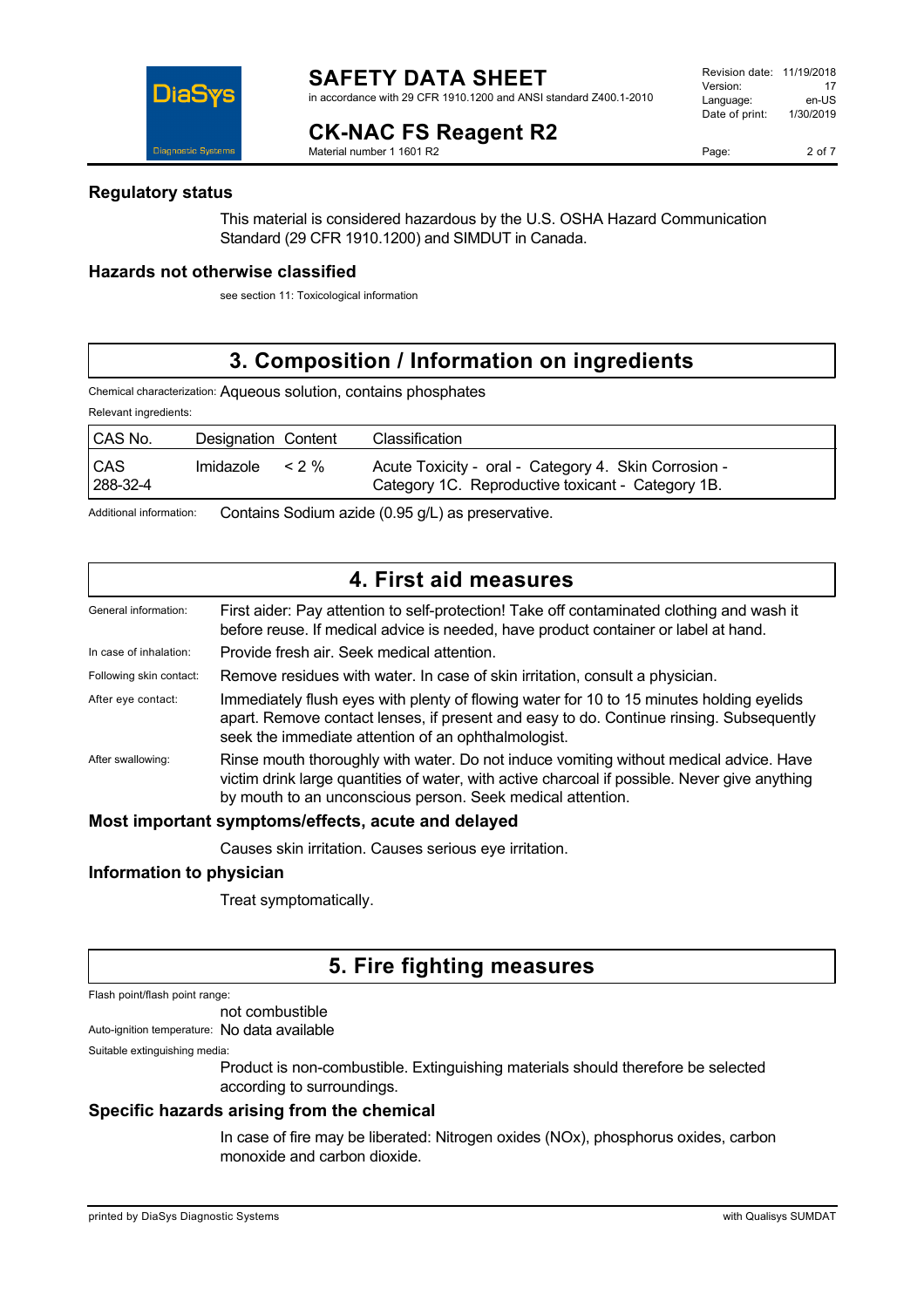### Regulatory status

This material is considered hazardous by the U.S. OSHA Hazard Communication Standard (29 CFR 1910.1200) and SIMDUT in Canada.

### Hazards not otherwise classified

see section 11: Toxicological information

## 3. Composition / Information on ingredients

Chemical characterization: Aqueous solution, contains phosphates

Relevant ingredients:

| CAS No. | Designation | Content | Classification |
|---|---|---|---|
| CAS 288-32-4 | Imidazole | < 2 % | Acute Toxicity - oral - Category 4. Skin Corrosion - Category 1C. Reproductive toxicant - Category 1B. |

Additional information: Contains Sodium azide (0.95 g/L) as preservative.

## 4. First aid measures

General information: First aider: Pay attention to self-protection! Take off contaminated clothing and wash it before reuse. If medical advice is needed, have product container or label at hand.

In case of inhalation: Provide fresh air. Seek medical attention.

Following skin contact: Remove residues with water. In case of skin irritation, consult a physician.

After eye contact: Immediately flush eyes with plenty of flowing water for 10 to 15 minutes holding eyelids apart. Remove contact lenses, if present and easy to do. Continue rinsing. Subsequently seek the immediate attention of an ophthalmologist.

After swallowing: Rinse mouth thoroughly with water. Do not induce vomiting without medical advice. Have victim drink large quantities of water, with active charcoal if possible. Never give anything by mouth to an unconscious person. Seek medical attention.

### Most important symptoms/effects, acute and delayed

Causes skin irritation. Causes serious eye irritation.

### Information to physician

Treat symptomatically.

## 5. Fire fighting measures

Flash point/flash point range:
not combustible

Auto-ignition temperature: No data available

Suitable extinguishing media:
Product is non-combustible. Extinguishing materials should therefore be selected according to surroundings.

### Specific hazards arising from the chemical

In case of fire may be liberated: Nitrogen oxides (NOx), phosphorus oxides, carbon monoxide and carbon dioxide.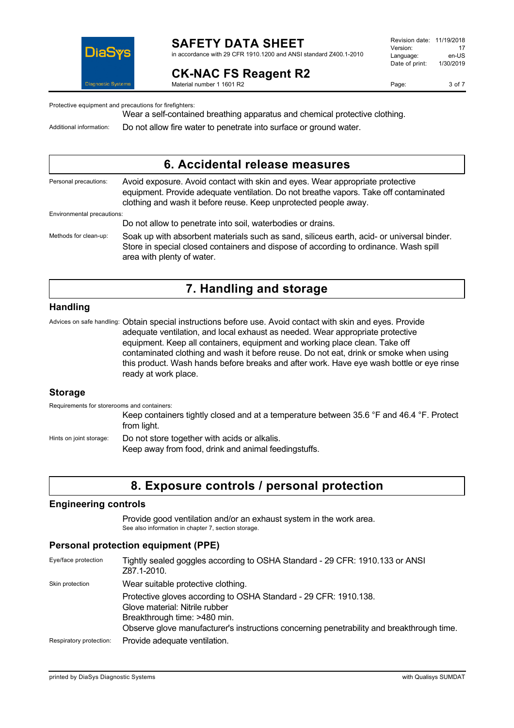Protective equipment and precautions for firefighters:

Wear a self-contained breathing apparatus and chemical protective clothing.

Additional information: Do not allow fire water to penetrate into surface or ground water.

## 6. Accidental release measures

Personal precautions: Avoid exposure. Avoid contact with skin and eyes. Wear appropriate protective equipment. Provide adequate ventilation. Do not breathe vapors. Take off contaminated clothing and wash it before reuse. Keep unprotected people away.

Environmental precautions:

Do not allow to penetrate into soil, waterbodies or drains.

Methods for clean-up: Soak up with absorbent materials such as sand, siliceus earth, acid- or universal binder. Store in special closed containers and dispose of according to ordinance. Wash spill area with plenty of water.

## 7. Handling and storage

### Handling

Advices on safe handling: Obtain special instructions before use. Avoid contact with skin and eyes. Provide adequate ventilation, and local exhaust as needed. Wear appropriate protective equipment. Keep all containers, equipment and working place clean. Take off contaminated clothing and wash it before reuse. Do not eat, drink or smoke when using this product. Wash hands before breaks and after work. Have eye wash bottle or eye rinse ready at work place.

### Storage

Requirements for storerooms and containers:

Keep containers tightly closed and at a temperature between 35.6 °F and 46.4 °F. Protect from light.

Hints on joint storage: Do not store together with acids or alkalis.
Keep away from food, drink and animal feedingstuffs.

## 8. Exposure controls / personal protection

### Engineering controls

Provide good ventilation and/or an exhaust system in the work area.
See also information in chapter 7, section storage.

### Personal protection equipment (PPE)

Eye/face protection: Tightly sealed goggles according to OSHA Standard - 29 CFR: 1910.133 or ANSI Z87.1-2010.

Skin protection: Wear suitable protective clothing.

Protective gloves according to OSHA Standard - 29 CFR: 1910.138.
Glove material: Nitrile rubber
Breakthrough time: >480 min.
Observe glove manufacturer's instructions concerning penetrability and breakthrough time.

Respiratory protection: Provide adequate ventilation.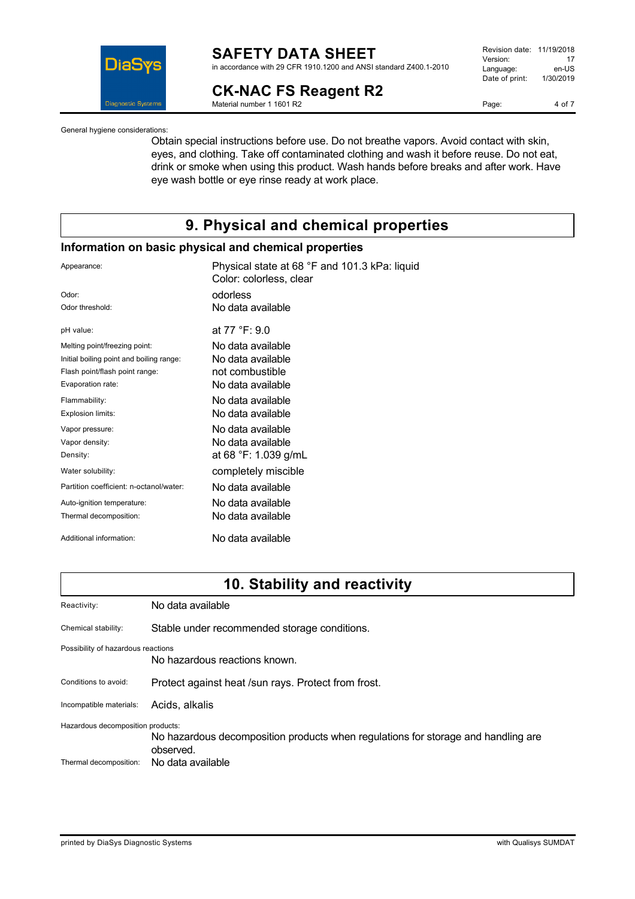General hygiene considerations:

Obtain special instructions before use. Do not breathe vapors. Avoid contact with skin, eyes, and clothing. Take off contaminated clothing and wash it before reuse. Do not eat, drink or smoke when using this product. Wash hands before breaks and after work. Have eye wash bottle or eye rinse ready at work place.

# 9. Physical and chemical properties

## Information on basic physical and chemical properties

| | |
|---|---|
| Appearance: | Physical state at 68 °F and 101.3 kPa: liquid<br>Color: colorless, clear |
| Odor: | odorless |
| Odor threshold: | No data available |
| pH value: | at 77 °F: 9.0 |
| Melting point/freezing point: | No data available |
| Initial boiling point and boiling range: | No data available |
| Flash point/flash point range: | not combustible |
| Evaporation rate: | No data available |
| Flammability: | No data available |
| Explosion limits: | No data available |
| Vapor pressure: | No data available |
| Vapor density: | No data available |
| Density: | at 68 °F: 1.039 g/mL |
| Water solubility: | completely miscible |
| Partition coefficient: n-octanol/water: | No data available |
| Auto-ignition temperature: | No data available |
| Thermal decomposition: | No data available |
| Additional information: | No data available |

# 10. Stability and reactivity

| | |
|---|---|
| Reactivity: | No data available |
| Chemical stability: | Stable under recommended storage conditions. |
| Possibility of hazardous reactions | No hazardous reactions known. |
| Conditions to avoid: | Protect against heat /sun rays. Protect from frost. |
| Incompatible materials: | Acids, alkalis |
| Hazardous decomposition products: | No hazardous decomposition products when regulations for storage and handling are observed. |
| Thermal decomposition: | No data available |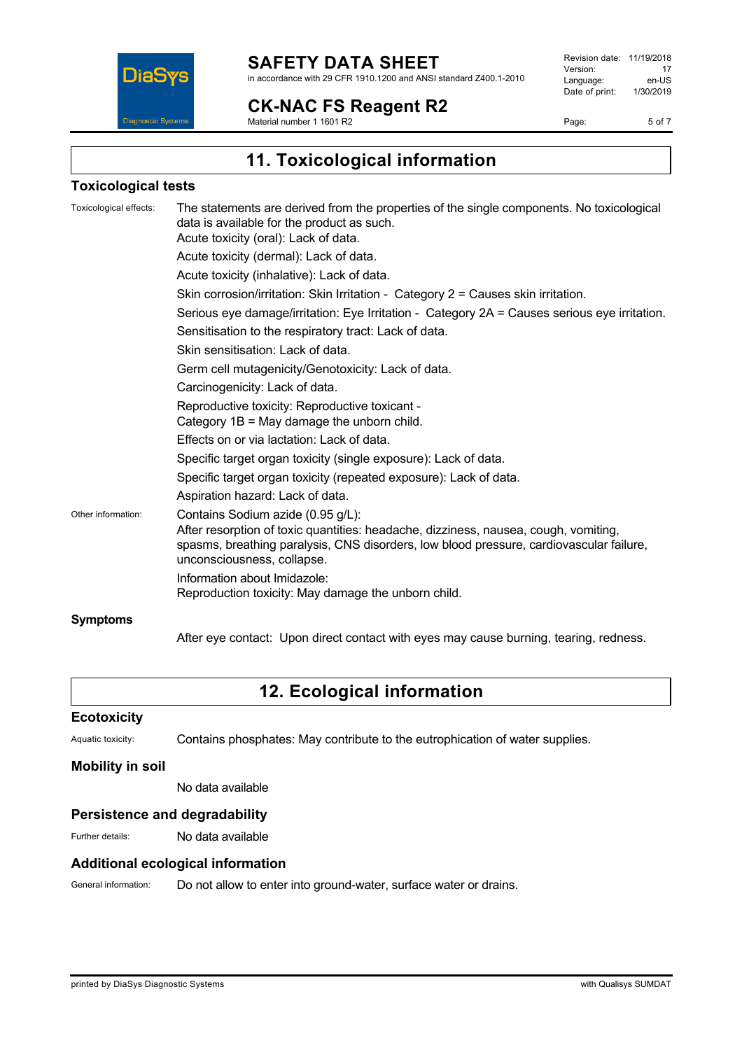## 11. Toxicological information

### Toxicological tests

Toxicological effects: The statements are derived from the properties of the single components. No toxicological data is available for the product as such.

Acute toxicity (oral): Lack of data.

Acute toxicity (dermal): Lack of data.

Acute toxicity (inhalative): Lack of data.

Skin corrosion/irritation: Skin Irritation - Category 2 = Causes skin irritation.

Serious eye damage/irritation: Eye Irritation - Category 2A = Causes serious eye irritation.

Sensitisation to the respiratory tract: Lack of data.

Skin sensitisation: Lack of data.

Germ cell mutagenicity/Genotoxicity: Lack of data.

Carcinogenicity: Lack of data.

Reproductive toxicity: Reproductive toxicant - Category 1B = May damage the unborn child.

Effects on or via lactation: Lack of data.

Specific target organ toxicity (single exposure): Lack of data.

Specific target organ toxicity (repeated exposure): Lack of data.

Aspiration hazard: Lack of data.

Other information: Contains Sodium azide (0.95 g/L):
After resorption of toxic quantities: headache, dizziness, nausea, cough, vomiting, spasms, breathing paralysis, CNS disorders, low blood pressure, cardiovascular failure, unconsciousness, collapse.

Information about Imidazole:
Reproduction toxicity: May damage the unborn child.

### Symptoms

After eye contact: Upon direct contact with eyes may cause burning, tearing, redness.

## 12. Ecological information

### Ecotoxicity

Aquatic toxicity: Contains phosphates: May contribute to the eutrophication of water supplies.

### Mobility in soil

No data available

### Persistence and degradability

Further details: No data available

### Additional ecological information

General information: Do not allow to enter into ground-water, surface water or drains.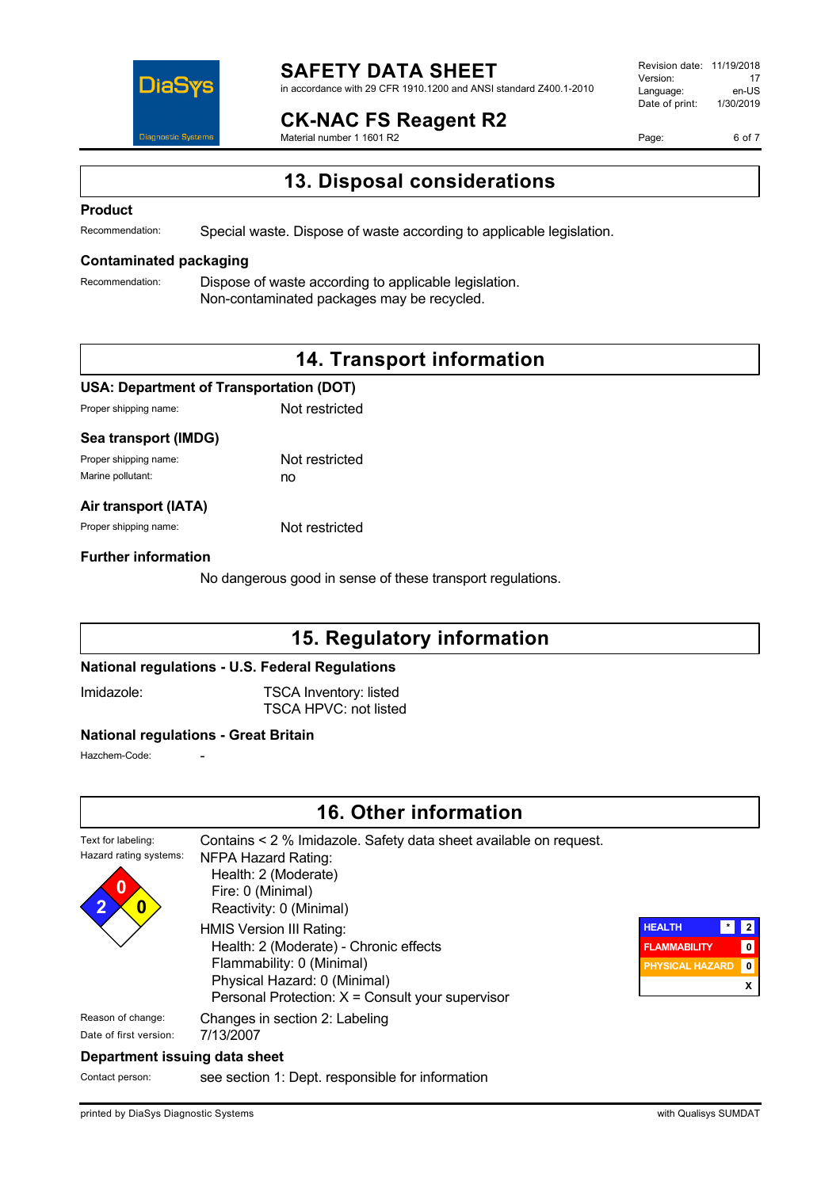## 13. Disposal considerations

### Product

Recommendation: Special waste. Dispose of waste according to applicable legislation.

### Contaminated packaging

Recommendation: Dispose of waste according to applicable legislation.
Non-contaminated packages may be recycled.

## 14. Transport information

### USA: Department of Transportation (DOT)

Proper shipping name: Not restricted

### Sea transport (IMDG)

Proper shipping name: Not restricted
Marine pollutant: no

### Air transport (IATA)

Proper shipping name: Not restricted

### Further information

No dangerous good in sense of these transport regulations.

## 15. Regulatory information

### National regulations - U.S. Federal Regulations

Imidazole: TSCA Inventory: listed
TSCA HPVC: not listed

### National regulations - Great Britain

Hazchem-Code: -

## 16. Other information

Text for labeling: Contains < 2 % Imidazole. Safety data sheet available on request.

Hazard rating systems:

NFPA Hazard Rating:
- Health: 2 (Moderate)
- Fire: 0 (Minimal)
- Reactivity: 0 (Minimal)

HMIS Version III Rating:
- Health: 2 (Moderate) - Chronic effects
- Flammability: 0 (Minimal)
- Physical Hazard: 0 (Minimal)
- Personal Protection: X = Consult your supervisor

| HMIS | | |
|---|---|---|
| HEALTH | * | 2 |
| FLAMMABILITY | | 0 |
| PHYSICAL HAZARD | | 0 |
| | | X |

Reason of change: Changes in section 2: Labeling
Date of first version: 7/13/2007

### Department issuing data sheet

Contact person: see section 1: Dept. responsible for information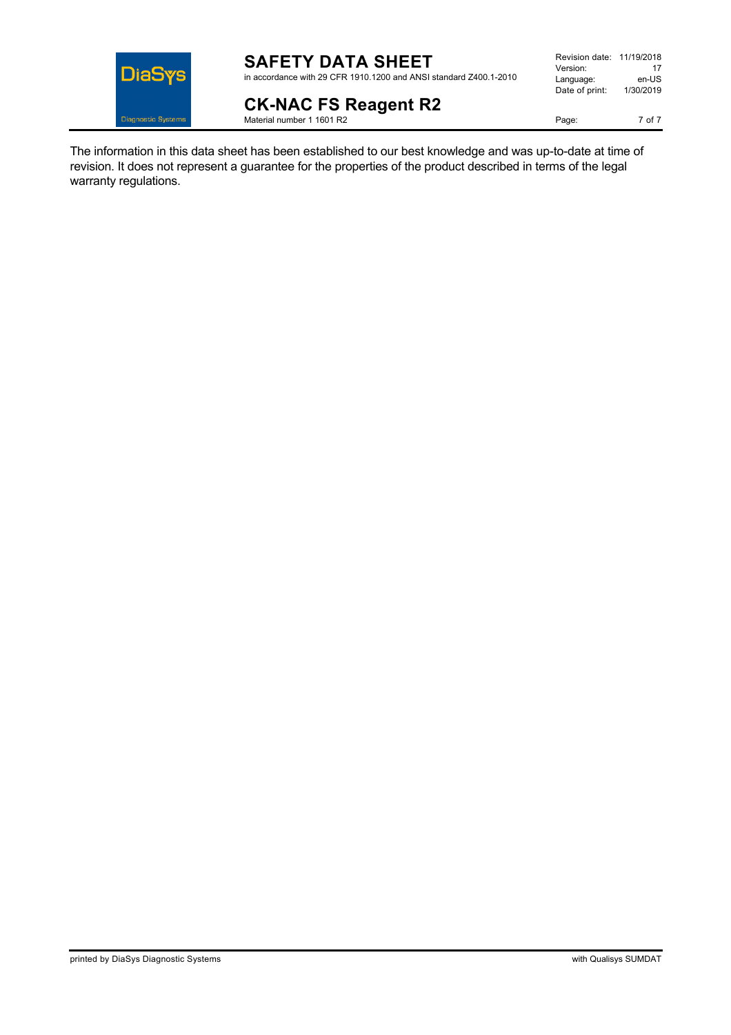The information in this data sheet has been established to our best knowledge and was up-to-date at time of revision. It does not represent a guarantee for the properties of the product described in terms of the legal warranty regulations.